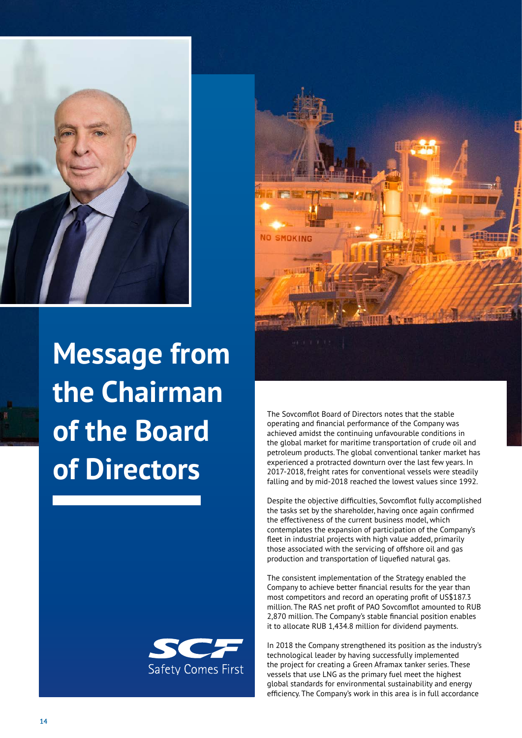# Message from the Chairman of the Board of Directors

The Sovcomflot Board of Directors notes that the stable operating and financial performance of the Company was achieved amidst the continuing unfavourable conditions in the global market for maritime transportation of crude oil and petroleum products. The global conventional tanker market has experienced a protracted downturn over the last few years. In 2017-2018, freight rates for conventional vessels were steadily falling and by mid-2018 reached the lowest values since 1992.

Despite the objective difficulties, Sovcomflot fully accomplished the tasks set by the shareholder, having once again confirmed the effectiveness of the current business model, which contemplates the expansion of participation of the Company's fleet in industrial projects with high value added, primarily those associated with the servicing of offshore oil and gas production and transportation of liquefied natural gas.

The consistent implementation of the Strategy enabled the Company to achieve better financial results for the year than most competitors and record an operating profit of US$187.3 million. The RAS net profit of PAO Sovcomflot amounted to RUB 2,870 million. The Company's stable financial position enables it to allocate RUB 1,434.8 million for dividend payments.

In 2018 the Company strengthened its position as the industry's technological leader by having successfully implemented the project for creating a Green Aframax tanker series. These vessels that use LNG as the primary fuel meet the highest global standards for environmental sustainability and energy efficiency. The Company's work in this area is in full accordance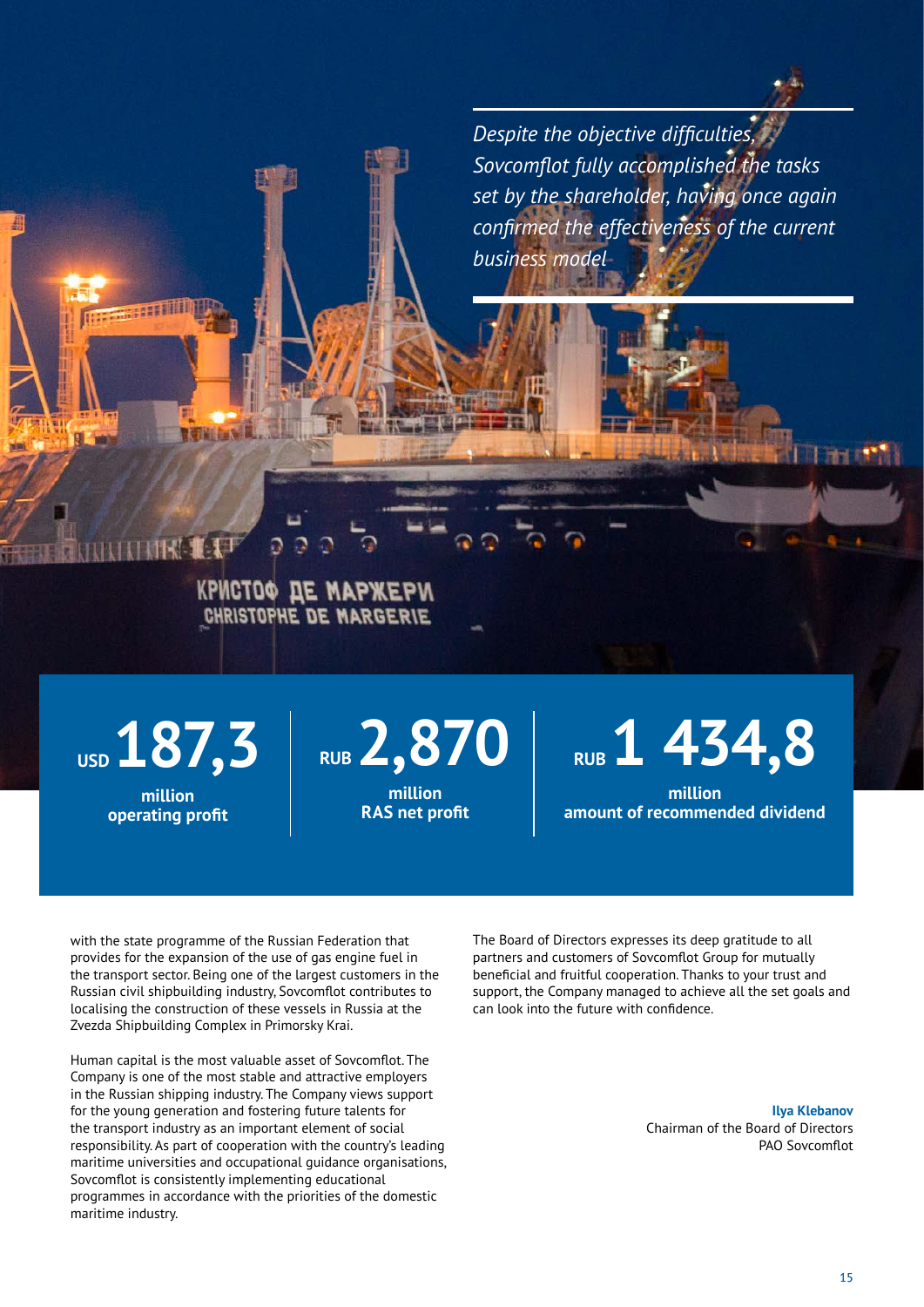*Despite the objective difficulties, Sovcomflot fully accomplished the tasks set by the shareholder, having once again confirmed the effectiveness of the current business model*

USD **187,3** million operating profit

RUB **2,870** million RAS net profit

RUB **1 434,8** million amount of recommended dividend

with the state programme of the Russian Federation that provides for the expansion of the use of gas engine fuel in the transport sector. Being one of the largest customers in the Russian civil shipbuilding industry, Sovcomflot contributes to localising the construction of these vessels in Russia at the Zvezda Shipbuilding Complex in Primorsky Krai.

Human capital is the most valuable asset of Sovcomflot. The Company is one of the most stable and attractive employers in the Russian shipping industry. The Company views support for the young generation and fostering future talents for the transport industry as an important element of social responsibility. As part of cooperation with the country's leading maritime universities and occupational guidance organisations, Sovcomflot is consistently implementing educational programmes in accordance with the priorities of the domestic maritime industry.

The Board of Directors expresses its deep gratitude to all partners and customers of Sovcomflot Group for mutually beneficial and fruitful cooperation. Thanks to your trust and support, the Company managed to achieve all the set goals and can look into the future with confidence.

**Ilya Klebanov**
Chairman of the Board of Directors
PAO Sovcomflot